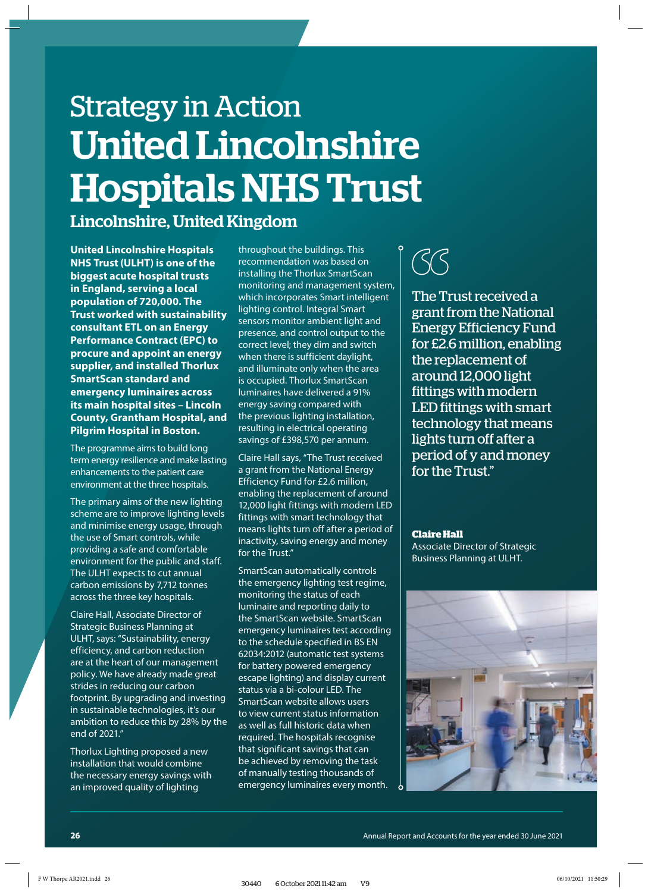Strategy in Action

# United Lincolnshire Hospitals NHS Trust

## Lincolnshire, United Kingdom

**United Lincolnshire Hospitals NHS Trust (ULHT) is one of the biggest acute hospital trusts in England, serving a local population of 720,000. The Trust worked with sustainability consultant ETL on an Energy Performance Contract (EPC) to procure and appoint an energy supplier, and installed Thorlux SmartScan standard and emergency luminaires across its main hospital sites – Lincoln County, Grantham Hospital, and Pilgrim Hospital in Boston.**

The programme aims to build long term energy resilience and make lasting enhancements to the patient care environment at the three hospitals.

The primary aims of the new lighting scheme are to improve lighting levels and minimise energy usage, through the use of Smart controls, while providing a safe and comfortable environment for the public and staff. The ULHT expects to cut annual carbon emissions by 7,712 tonnes across the three key hospitals.

Claire Hall, Associate Director of Strategic Business Planning at ULHT, says: "Sustainability, energy efficiency, and carbon reduction are at the heart of our management policy. We have already made great strides in reducing our carbon footprint. By upgrading and investing in sustainable technologies, it's our ambition to reduce this by 28% by the end of 2021."

Thorlux Lighting proposed a new installation that would combine the necessary energy savings with an improved quality of lighting throughout the buildings. This recommendation was based on installing the Thorlux SmartScan monitoring and management system, which incorporates Smart intelligent lighting control. Integral Smart sensors monitor ambient light and presence, and control output to the correct level; they dim and switch when there is sufficient daylight, and illuminate only when the area is occupied. Thorlux SmartScan luminaires have delivered a 91% energy saving compared with the previous lighting installation, resulting in electrical operating savings of £398,570 per annum.

Claire Hall says, "The Trust received a grant from the National Energy Efficiency Fund for £2.6 million, enabling the replacement of around 12,000 light fittings with modern LED fittings with smart technology that means lights turn off after a period of inactivity, saving energy and money for the Trust."

SmartScan automatically controls the emergency lighting test regime, monitoring the status of each luminaire and reporting daily to the SmartScan website. SmartScan emergency luminaires test according to the schedule specified in BS EN 62034:2012 (automatic test systems for battery powered emergency escape lighting) and display current status via a bi-colour LED. The SmartScan website allows users to view current status information as well as full historic data when required. The hospitals recognise that significant savings that can be achieved by removing the task of manually testing thousands of emergency luminaires every month.

> The Trust received a grant from the National Energy Efficiency Fund for £2.6 million, enabling the replacement of around 12,000 light fittings with modern LED fittings with smart technology that means lights turn off after a period of y and money for the Trust."
>
> **Claire Hall**
> Associate Director of Strategic Business Planning at ULHT.